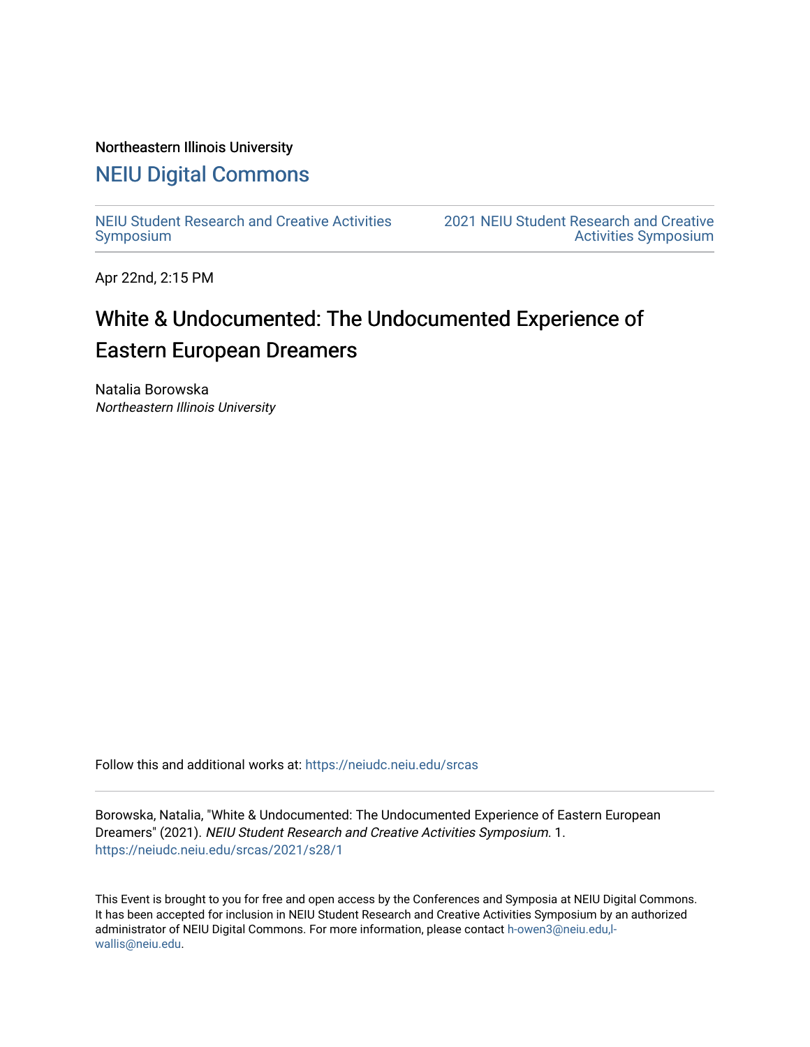Northeastern Illinois University

# NEIU Digital Commons

NEIU Student Research and Creative Activities Symposium | 2021 NEIU Student Research and Creative Activities Symposium

Apr 22nd, 2:15 PM

## White & Undocumented: The Undocumented Experience of Eastern European Dreamers

Natalia Borowska
*Northeastern Illinois University*

Follow this and additional works at: https://neiudc.neiu.edu/srcas

Borowska, Natalia, "White & Undocumented: The Undocumented Experience of Eastern European Dreamers" (2021). *NEIU Student Research and Creative Activities Symposium*. 1.
https://neiudc.neiu.edu/srcas/2021/s28/1

This Event is brought to you for free and open access by the Conferences and Symposia at NEIU Digital Commons. It has been accepted for inclusion in NEIU Student Research and Creative Activities Symposium by an authorized administrator of NEIU Digital Commons. For more information, please contact h-owen3@neiu.edu,l-wallis@neiu.edu.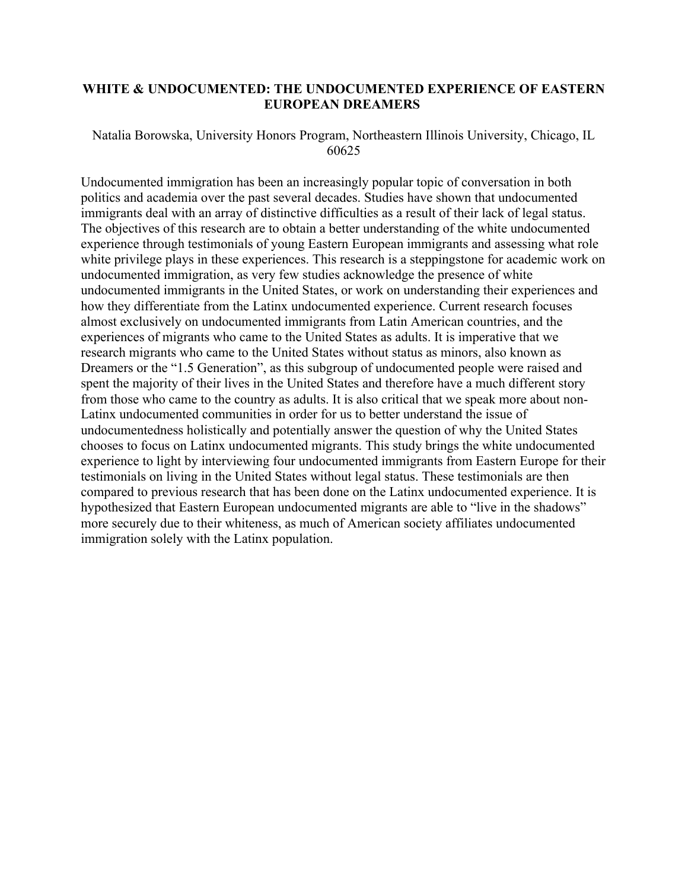# WHITE & UNDOCUMENTED: THE UNDOCUMENTED EXPERIENCE OF EASTERN EUROPEAN DREAMERS

Natalia Borowska, University Honors Program, Northeastern Illinois University, Chicago, IL 60625

Undocumented immigration has been an increasingly popular topic of conversation in both politics and academia over the past several decades. Studies have shown that undocumented immigrants deal with an array of distinctive difficulties as a result of their lack of legal status. The objectives of this research are to obtain a better understanding of the white undocumented experience through testimonials of young Eastern European immigrants and assessing what role white privilege plays in these experiences. This research is a steppingstone for academic work on undocumented immigration, as very few studies acknowledge the presence of white undocumented immigrants in the United States, or work on understanding their experiences and how they differentiate from the Latinx undocumented experience. Current research focuses almost exclusively on undocumented immigrants from Latin American countries, and the experiences of migrants who came to the United States as adults. It is imperative that we research migrants who came to the United States without status as minors, also known as Dreamers or the "1.5 Generation", as this subgroup of undocumented people were raised and spent the majority of their lives in the United States and therefore have a much different story from those who came to the country as adults. It is also critical that we speak more about non-Latinx undocumented communities in order for us to better understand the issue of undocumentedness holistically and potentially answer the question of why the United States chooses to focus on Latinx undocumented migrants. This study brings the white undocumented experience to light by interviewing four undocumented immigrants from Eastern Europe for their testimonials on living in the United States without legal status. These testimonials are then compared to previous research that has been done on the Latinx undocumented experience. It is hypothesized that Eastern European undocumented migrants are able to "live in the shadows" more securely due to their whiteness, as much of American society affiliates undocumented immigration solely with the Latinx population.